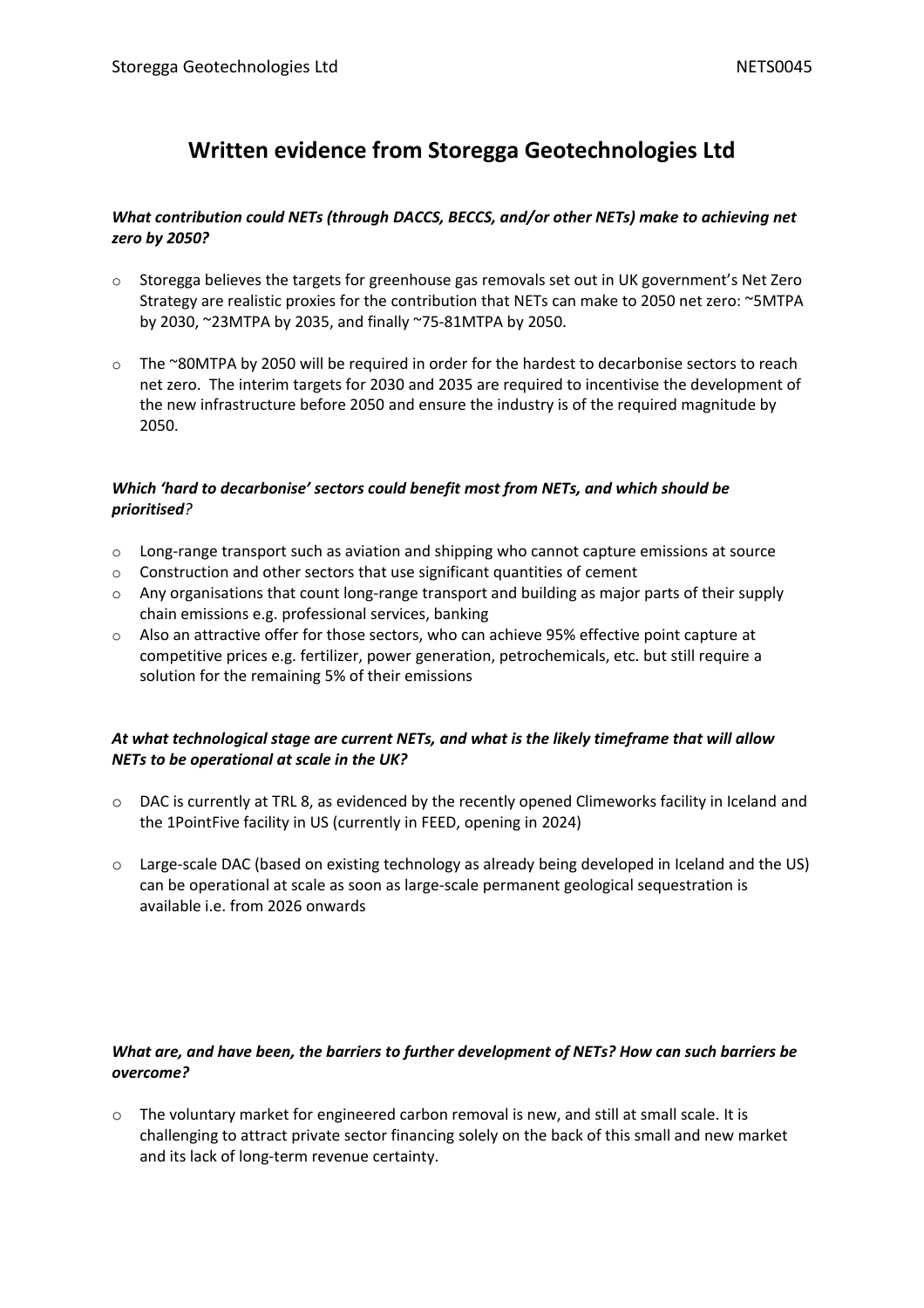# Written evidence from Storegga Geotechnologies Ltd

***What contribution could NETs (through DACCS, BECCS, and/or other NETs) make to achieving net zero by 2050?***

- Storegga believes the targets for greenhouse gas removals set out in UK government's Net Zero Strategy are realistic proxies for the contribution that NETs can make to 2050 net zero: ~5MTPA by 2030, ~23MTPA by 2035, and finally ~75-81MTPA by 2050.

- The ~80MTPA by 2050 will be required in order for the hardest to decarbonise sectors to reach net zero. The interim targets for 2030 and 2035 are required to incentivise the development of the new infrastructure before 2050 and ensure the industry is of the required magnitude by 2050.

***Which 'hard to decarbonise' sectors could benefit most from NETs, and which should be prioritised?***

- Long-range transport such as aviation and shipping who cannot capture emissions at source
- Construction and other sectors that use significant quantities of cement
- Any organisations that count long-range transport and building as major parts of their supply chain emissions e.g. professional services, banking
- Also an attractive offer for those sectors, who can achieve 95% effective point capture at competitive prices e.g. fertilizer, power generation, petrochemicals, etc. but still require a solution for the remaining 5% of their emissions

***At what technological stage are current NETs, and what is the likely timeframe that will allow NETs to be operational at scale in the UK?***

- DAC is currently at TRL 8, as evidenced by the recently opened Climeworks facility in Iceland and the 1PointFive facility in US (currently in FEED, opening in 2024)

- Large-scale DAC (based on existing technology as already being developed in Iceland and the US) can be operational at scale as soon as large-scale permanent geological sequestration is available i.e. from 2026 onwards

***What are, and have been, the barriers to further development of NETs? How can such barriers be overcome?***

- The voluntary market for engineered carbon removal is new, and still at small scale. It is challenging to attract private sector financing solely on the back of this small and new market and its lack of long-term revenue certainty.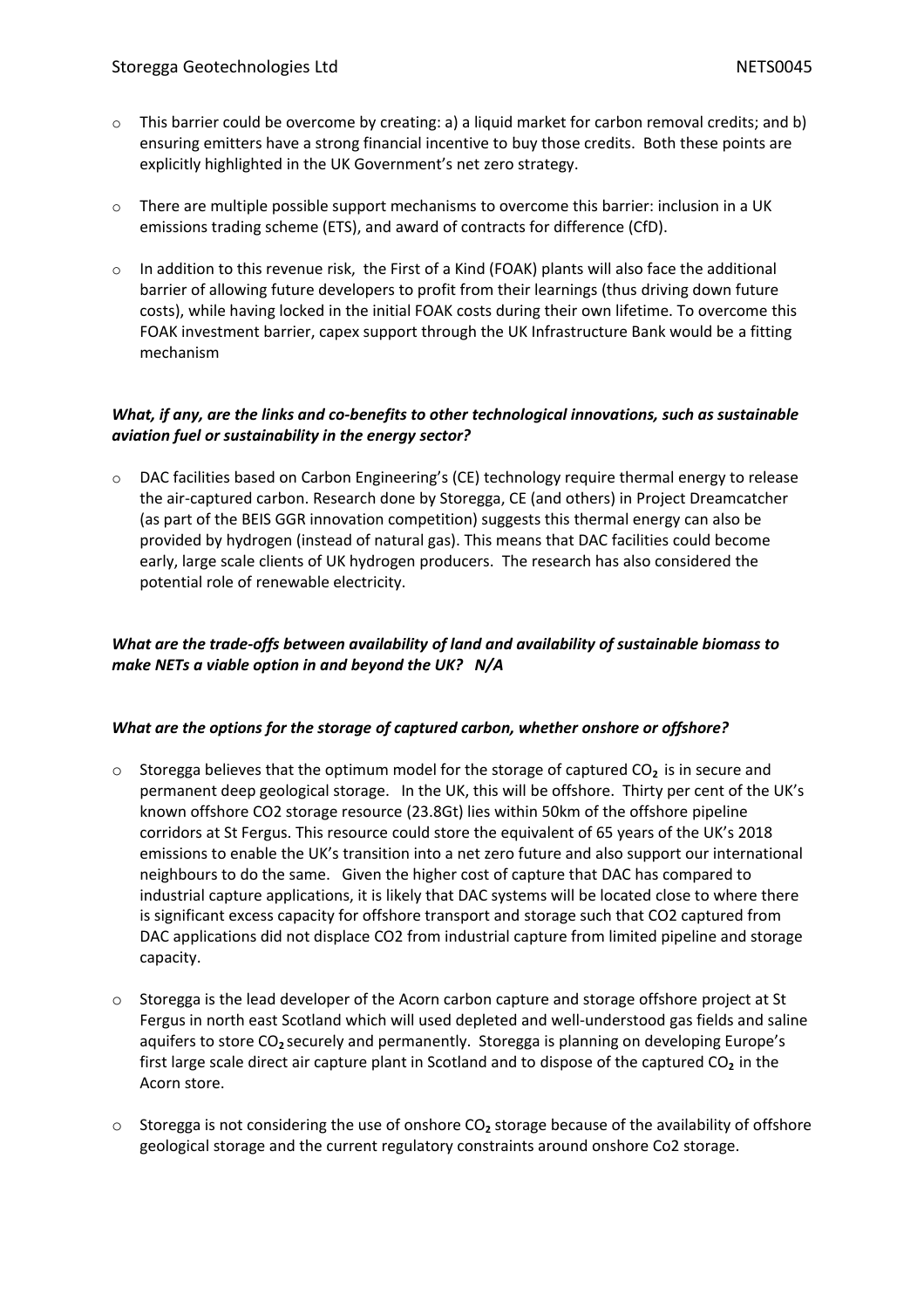- This barrier could be overcome by creating: a) a liquid market for carbon removal credits; and b) ensuring emitters have a strong financial incentive to buy those credits. Both these points are explicitly highlighted in the UK Government's net zero strategy.

- There are multiple possible support mechanisms to overcome this barrier: inclusion in a UK emissions trading scheme (ETS), and award of contracts for difference (CfD).

- In addition to this revenue risk, the First of a Kind (FOAK) plants will also face the additional barrier of allowing future developers to profit from their learnings (thus driving down future costs), while having locked in the initial FOAK costs during their own lifetime. To overcome this FOAK investment barrier, capex support through the UK Infrastructure Bank would be a fitting mechanism

***What, if any, are the links and co-benefits to other technological innovations, such as sustainable aviation fuel or sustainability in the energy sector?***

- DAC facilities based on Carbon Engineering's (CE) technology require thermal energy to release the air-captured carbon. Research done by Storegga, CE (and others) in Project Dreamcatcher (as part of the BEIS GGR innovation competition) suggests this thermal energy can also be provided by hydrogen (instead of natural gas). This means that DAC facilities could become early, large scale clients of UK hydrogen producers. The research has also considered the potential role of renewable electricity.

***What are the trade-offs between availability of land and availability of sustainable biomass to make NETs a viable option in and beyond the UK? N/A***

***What are the options for the storage of captured carbon, whether onshore or offshore?***

- Storegga believes that the optimum model for the storage of captured $CO_2$ is in secure and permanent deep geological storage. In the UK, this will be offshore. Thirty per cent of the UK's known offshore CO2 storage resource (23.8Gt) lies within 50km of the offshore pipeline corridors at St Fergus. This resource could store the equivalent of 65 years of the UK's 2018 emissions to enable the UK's transition into a net zero future and also support our international neighbours to do the same. Given the higher cost of capture that DAC has compared to industrial capture applications, it is likely that DAC systems will be located close to where there is significant excess capacity for offshore transport and storage such that CO2 captured from DAC applications did not displace CO2 from industrial capture from limited pipeline and storage capacity.

- Storegga is the lead developer of the Acorn carbon capture and storage offshore project at St Fergus in north east Scotland which will used depleted and well-understood gas fields and saline aquifers to store $CO_2$ securely and permanently. Storegga is planning on developing Europe's first large scale direct air capture plant in Scotland and to dispose of the captured $CO_2$ in the Acorn store.

- Storegga is not considering the use of onshore $CO_2$ storage because of the availability of offshore geological storage and the current regulatory constraints around onshore Co2 storage.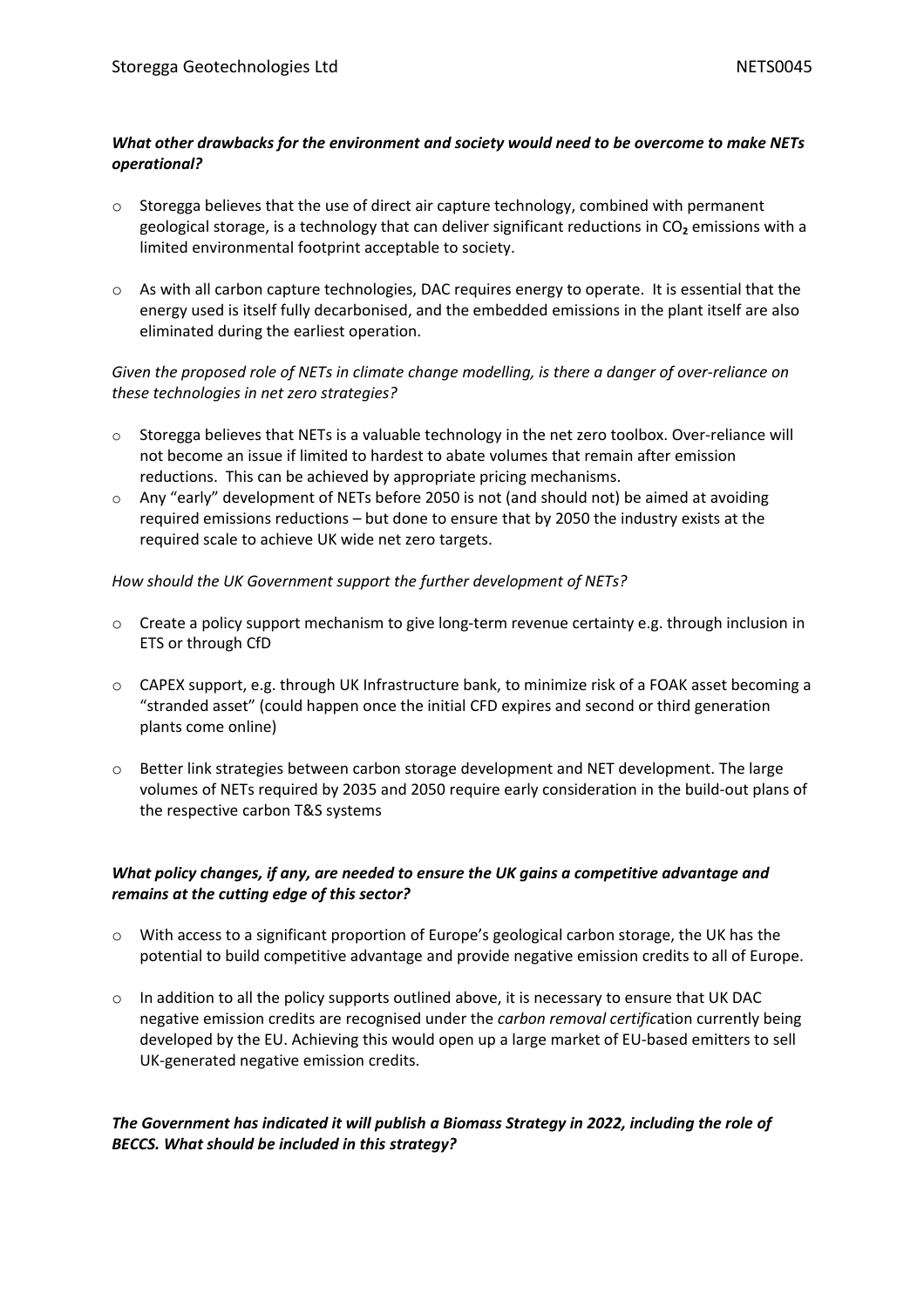***What other drawbacks for the environment and society would need to be overcome to make NETs operational?***

- Storegga believes that the use of direct air capture technology, combined with permanent geological storage, is a technology that can deliver significant reductions in $CO_2$ emissions with a limited environmental footprint acceptable to society.

- As with all carbon capture technologies, DAC requires energy to operate. It is essential that the energy used is itself fully decarbonised, and the embedded emissions in the plant itself are also eliminated during the earliest operation.

*Given the proposed role of NETs in climate change modelling, is there a danger of over-reliance on these technologies in net zero strategies?*

- Storegga believes that NETs is a valuable technology in the net zero toolbox. Over-reliance will not become an issue if limited to hardest to abate volumes that remain after emission reductions. This can be achieved by appropriate pricing mechanisms.
- Any "early" development of NETs before 2050 is not (and should not) be aimed at avoiding required emissions reductions – but done to ensure that by 2050 the industry exists at the required scale to achieve UK wide net zero targets.

*How should the UK Government support the further development of NETs?*

- Create a policy support mechanism to give long-term revenue certainty e.g. through inclusion in ETS or through CfD

- CAPEX support, e.g. through UK Infrastructure bank, to minimize risk of a FOAK asset becoming a "stranded asset" (could happen once the initial CFD expires and second or third generation plants come online)

- Better link strategies between carbon storage development and NET development. The large volumes of NETs required by 2035 and 2050 require early consideration in the build-out plans of the respective carbon T&S systems

***What policy changes, if any, are needed to ensure the UK gains a competitive advantage and remains at the cutting edge of this sector?***

- With access to a significant proportion of Europe's geological carbon storage, the UK has the potential to build competitive advantage and provide negative emission credits to all of Europe.

- In addition to all the policy supports outlined above, it is necessary to ensure that UK DAC negative emission credits are recognised under the *carbon removal certific*ation currently being developed by the EU. Achieving this would open up a large market of EU-based emitters to sell UK-generated negative emission credits.

***The Government has indicated it will publish a Biomass Strategy in 2022, including the role of BECCS. What should be included in this strategy?***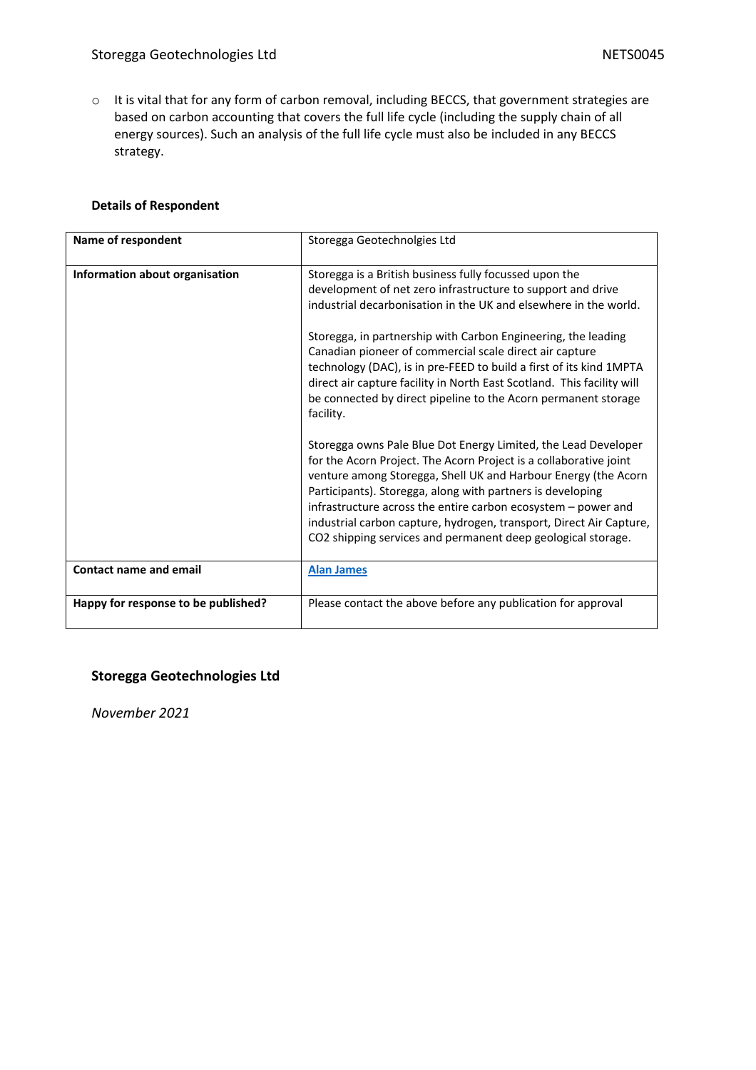- It is vital that for any form of carbon removal, including BECCS, that government strategies are based on carbon accounting that covers the full life cycle (including the supply chain of all energy sources). Such an analysis of the full life cycle must also be included in any BECCS strategy.

**Details of Respondent**

| | |
|---|---|
| **Name of respondent** | Storegga Geotechnolgies Ltd |
| **Information about organisation** | Storegga is a British business fully focussed upon the development of net zero infrastructure to support and drive industrial decarbonisation in the UK and elsewhere in the world.<br><br>Storegga, in partnership with Carbon Engineering, the leading Canadian pioneer of commercial scale direct air capture technology (DAC), is in pre-FEED to build a first of its kind 1MPTA direct air capture facility in North East Scotland. This facility will be connected by direct pipeline to the Acorn permanent storage facility.<br><br>Storegga owns Pale Blue Dot Energy Limited, the Lead Developer for the Acorn Project. The Acorn Project is a collaborative joint venture among Storegga, Shell UK and Harbour Energy (the Acorn Participants). Storegga, along with partners is developing infrastructure across the entire carbon ecosystem – power and industrial carbon capture, hydrogen, transport, Direct Air Capture, CO2 shipping services and permanent deep geological storage. |
| **Contact name and email** | **Alan James** |
| **Happy for response to be published?** | Please contact the above before any publication for approval |

**Storegga Geotechnologies Ltd**

*November 2021*